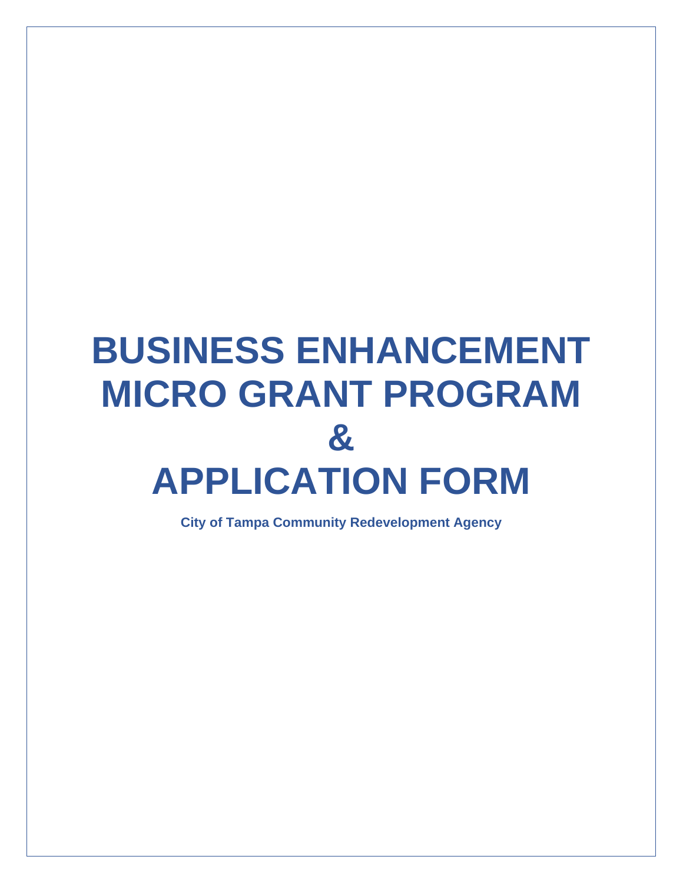# BUSINESS ENHANCEMENT MICRO GRANT PROGRAM & APPLICATION FORM

**City of Tampa Community Redevelopment Agency**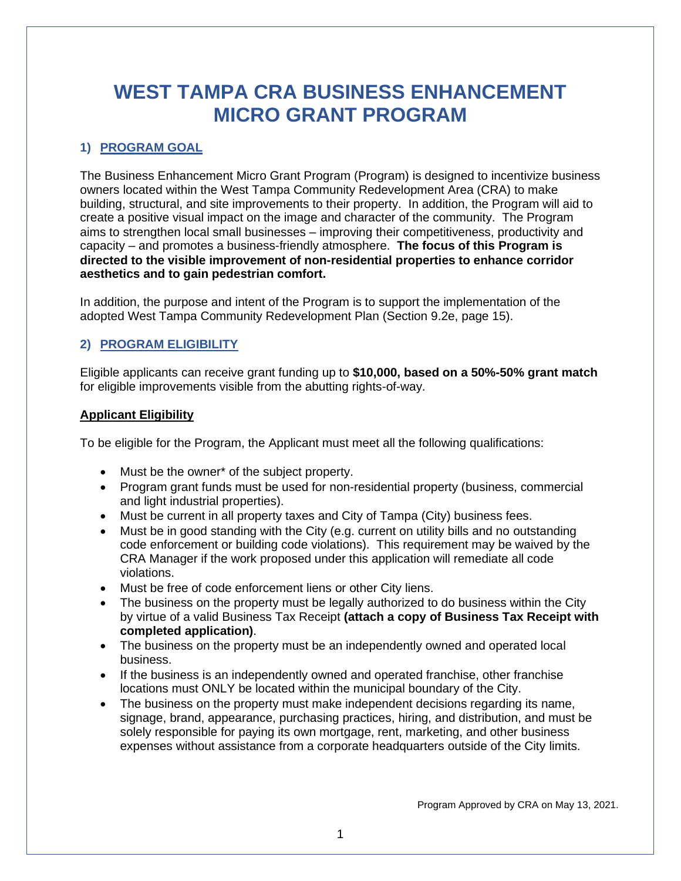# WEST TAMPA CRA BUSINESS ENHANCEMENT MICRO GRANT PROGRAM

## 1) PROGRAM GOAL

The Business Enhancement Micro Grant Program (Program) is designed to incentivize business owners located within the West Tampa Community Redevelopment Area (CRA) to make building, structural, and site improvements to their property. In addition, the Program will aid to create a positive visual impact on the image and character of the community. The Program aims to strengthen local small businesses – improving their competitiveness, productivity and capacity – and promotes a business-friendly atmosphere. **The focus of this Program is directed to the visible improvement of non-residential properties to enhance corridor aesthetics and to gain pedestrian comfort.**

In addition, the purpose and intent of the Program is to support the implementation of the adopted West Tampa Community Redevelopment Plan (Section 9.2e, page 15).

## 2) PROGRAM ELIGIBILITY

Eligible applicants can receive grant funding up to **$10,000, based on a 50%-50% grant match** for eligible improvements visible from the abutting rights-of-way.

### Applicant Eligibility

To be eligible for the Program, the Applicant must meet all the following qualifications:

- Must be the owner* of the subject property.
- Program grant funds must be used for non-residential property (business, commercial and light industrial properties).
- Must be current in all property taxes and City of Tampa (City) business fees.
- Must be in good standing with the City (e.g. current on utility bills and no outstanding code enforcement or building code violations). This requirement may be waived by the CRA Manager if the work proposed under this application will remediate all code violations.
- Must be free of code enforcement liens or other City liens.
- The business on the property must be legally authorized to do business within the City by virtue of a valid Business Tax Receipt **(attach a copy of Business Tax Receipt with completed application)**.
- The business on the property must be an independently owned and operated local business.
- If the business is an independently owned and operated franchise, other franchise locations must ONLY be located within the municipal boundary of the City.
- The business on the property must make independent decisions regarding its name, signage, brand, appearance, purchasing practices, hiring, and distribution, and must be solely responsible for paying its own mortgage, rent, marketing, and other business expenses without assistance from a corporate headquarters outside of the City limits.

Program Approved by CRA on May 13, 2021.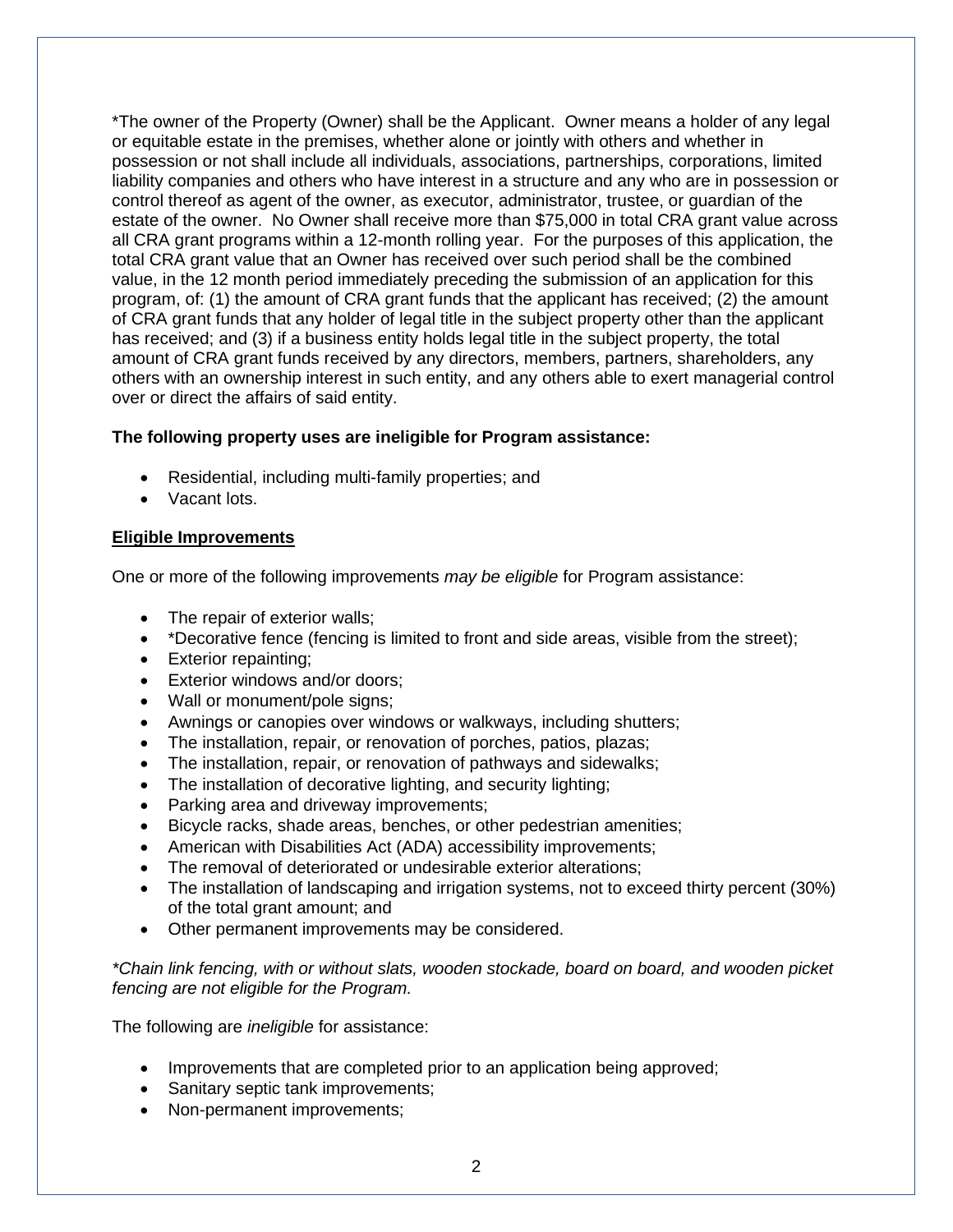*The owner of the Property (Owner) shall be the Applicant. Owner means a holder of any legal or equitable estate in the premises, whether alone or jointly with others and whether in possession or not shall include all individuals, associations, partnerships, corporations, limited liability companies and others who have interest in a structure and any who are in possession or control thereof as agent of the owner, as executor, administrator, trustee, or guardian of the estate of the owner. No Owner shall receive more than $75,000 in total CRA grant value across all CRA grant programs within a 12-month rolling year. For the purposes of this application, the total CRA grant value that an Owner has received over such period shall be the combined value, in the 12 month period immediately preceding the submission of an application for this program, of: (1) the amount of CRA grant funds that the applicant has received; (2) the amount of CRA grant funds that any holder of legal title in the subject property other than the applicant has received; and (3) if a business entity holds legal title in the subject property, the total amount of CRA grant funds received by any directors, members, partners, shareholders, any others with an ownership interest in such entity, and any others able to exert managerial control over or direct the affairs of said entity.

**The following property uses are ineligible for Program assistance:**

- Residential, including multi-family properties; and
- Vacant lots.

**Eligible Improvements**

One or more of the following improvements *may be eligible* for Program assistance:

- The repair of exterior walls;
- *Decorative fence (fencing is limited to front and side areas, visible from the street);
- Exterior repainting;
- Exterior windows and/or doors;
- Wall or monument/pole signs;
- Awnings or canopies over windows or walkways, including shutters;
- The installation, repair, or renovation of porches, patios, plazas;
- The installation, repair, or renovation of pathways and sidewalks;
- The installation of decorative lighting, and security lighting;
- Parking area and driveway improvements;
- Bicycle racks, shade areas, benches, or other pedestrian amenities;
- American with Disabilities Act (ADA) accessibility improvements;
- The removal of deteriorated or undesirable exterior alterations;
- The installation of landscaping and irrigation systems, not to exceed thirty percent (30%) of the total grant amount; and
- Other permanent improvements may be considered.

*\*Chain link fencing, with or without slats, wooden stockade, board on board, and wooden picket fencing are not eligible for the Program.*

The following are *ineligible* for assistance:

- Improvements that are completed prior to an application being approved;
- Sanitary septic tank improvements;
- Non-permanent improvements;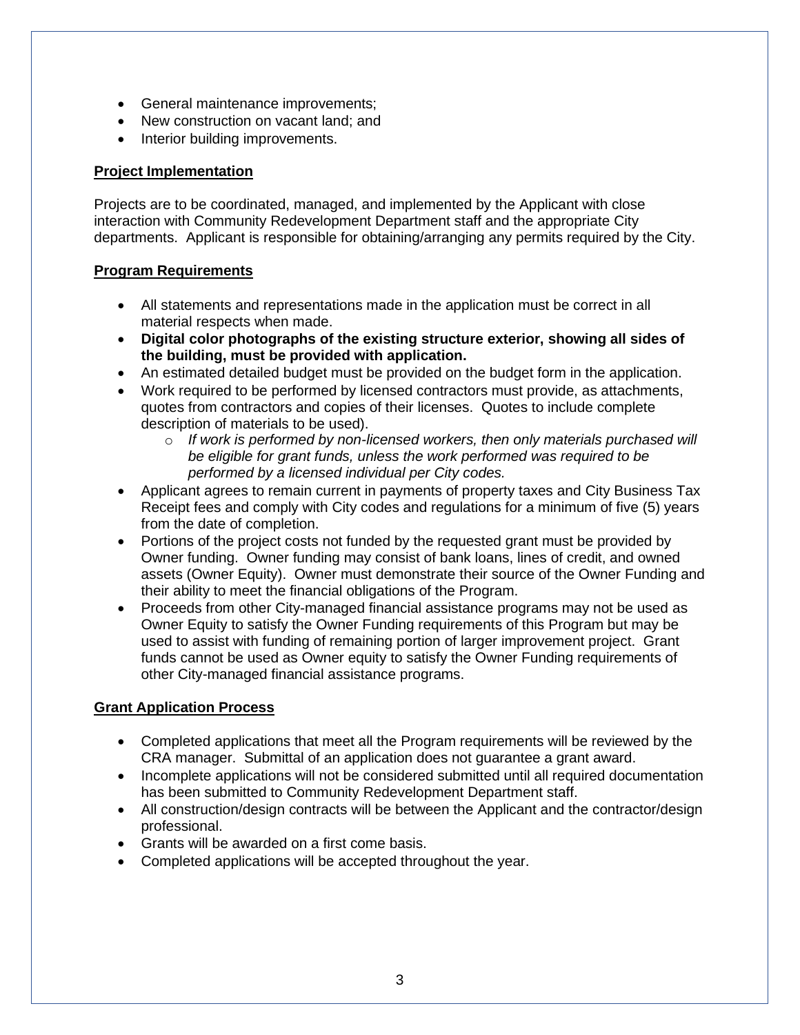- General maintenance improvements;
- New construction on vacant land; and
- Interior building improvements.

**Project Implementation**

Projects are to be coordinated, managed, and implemented by the Applicant with close interaction with Community Redevelopment Department staff and the appropriate City departments. Applicant is responsible for obtaining/arranging any permits required by the City.

**Program Requirements**

- All statements and representations made in the application must be correct in all material respects when made.
- **Digital color photographs of the existing structure exterior, showing all sides of the building, must be provided with application.**
- An estimated detailed budget must be provided on the budget form in the application.
- Work required to be performed by licensed contractors must provide, as attachments, quotes from contractors and copies of their licenses. Quotes to include complete description of materials to be used).
    - *If work is performed by non-licensed workers, then only materials purchased will be eligible for grant funds, unless the work performed was required to be performed by a licensed individual per City codes.*
- Applicant agrees to remain current in payments of property taxes and City Business Tax Receipt fees and comply with City codes and regulations for a minimum of five (5) years from the date of completion.
- Portions of the project costs not funded by the requested grant must be provided by Owner funding. Owner funding may consist of bank loans, lines of credit, and owned assets (Owner Equity). Owner must demonstrate their source of the Owner Funding and their ability to meet the financial obligations of the Program.
- Proceeds from other City-managed financial assistance programs may not be used as Owner Equity to satisfy the Owner Funding requirements of this Program but may be used to assist with funding of remaining portion of larger improvement project. Grant funds cannot be used as Owner equity to satisfy the Owner Funding requirements of other City-managed financial assistance programs.

**Grant Application Process**

- Completed applications that meet all the Program requirements will be reviewed by the CRA manager. Submittal of an application does not guarantee a grant award.
- Incomplete applications will not be considered submitted until all required documentation has been submitted to Community Redevelopment Department staff.
- All construction/design contracts will be between the Applicant and the contractor/design professional.
- Grants will be awarded on a first come basis.
- Completed applications will be accepted throughout the year.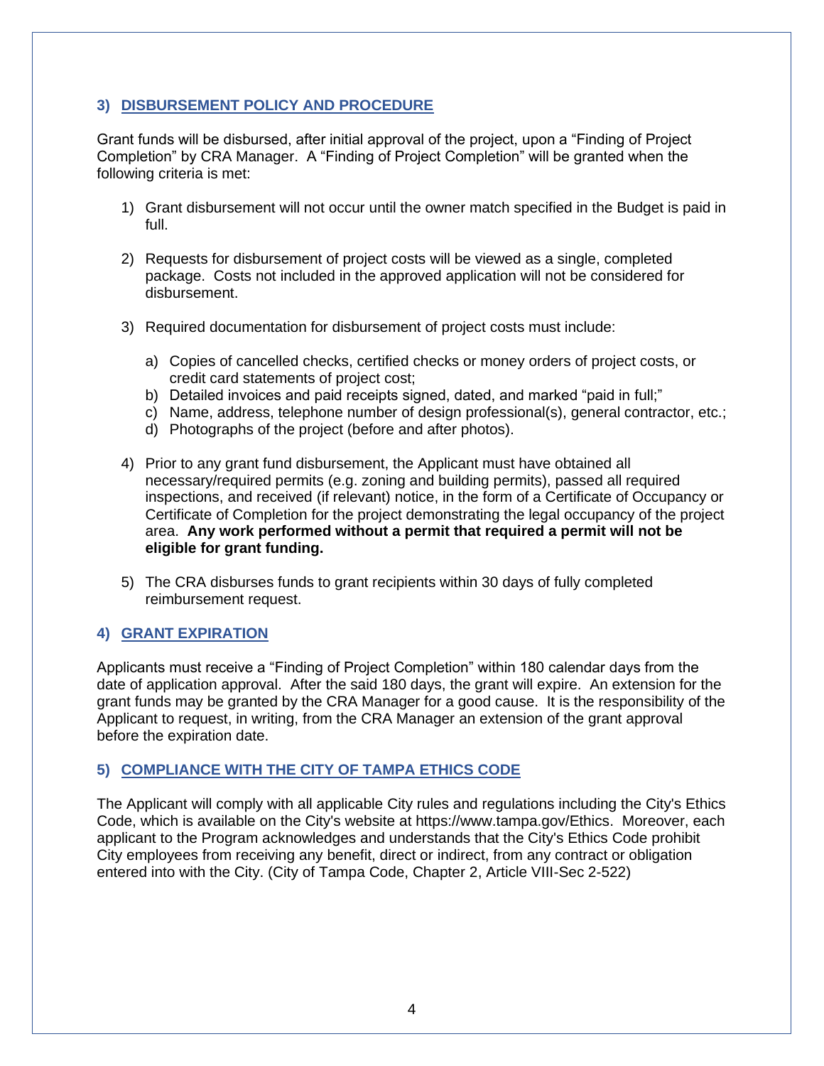### 3) DISBURSEMENT POLICY AND PROCEDURE

Grant funds will be disbursed, after initial approval of the project, upon a "Finding of Project Completion" by CRA Manager. A "Finding of Project Completion" will be granted when the following criteria is met:

1) Grant disbursement will not occur until the owner match specified in the Budget is paid in full.

2) Requests for disbursement of project costs will be viewed as a single, completed package. Costs not included in the approved application will not be considered for disbursement.

3) Required documentation for disbursement of project costs must include:

   a) Copies of cancelled checks, certified checks or money orders of project costs, or credit card statements of project cost;
   b) Detailed invoices and paid receipts signed, dated, and marked "paid in full;"
   c) Name, address, telephone number of design professional(s), general contractor, etc.;
   d) Photographs of the project (before and after photos).

4) Prior to any grant fund disbursement, the Applicant must have obtained all necessary/required permits (e.g. zoning and building permits), passed all required inspections, and received (if relevant) notice, in the form of a Certificate of Occupancy or Certificate of Completion for the project demonstrating the legal occupancy of the project area. **Any work performed without a permit that required a permit will not be eligible for grant funding.**

5) The CRA disburses funds to grant recipients within 30 days of fully completed reimbursement request.

### 4) GRANT EXPIRATION

Applicants must receive a "Finding of Project Completion" within 180 calendar days from the date of application approval. After the said 180 days, the grant will expire. An extension for the grant funds may be granted by the CRA Manager for a good cause. It is the responsibility of the Applicant to request, in writing, from the CRA Manager an extension of the grant approval before the expiration date.

### 5) COMPLIANCE WITH THE CITY OF TAMPA ETHICS CODE

The Applicant will comply with all applicable City rules and regulations including the City's Ethics Code, which is available on the City's website at https://www.tampa.gov/Ethics. Moreover, each applicant to the Program acknowledges and understands that the City's Ethics Code prohibit City employees from receiving any benefit, direct or indirect, from any contract or obligation entered into with the City. (City of Tampa Code, Chapter 2, Article VIII-Sec 2-522)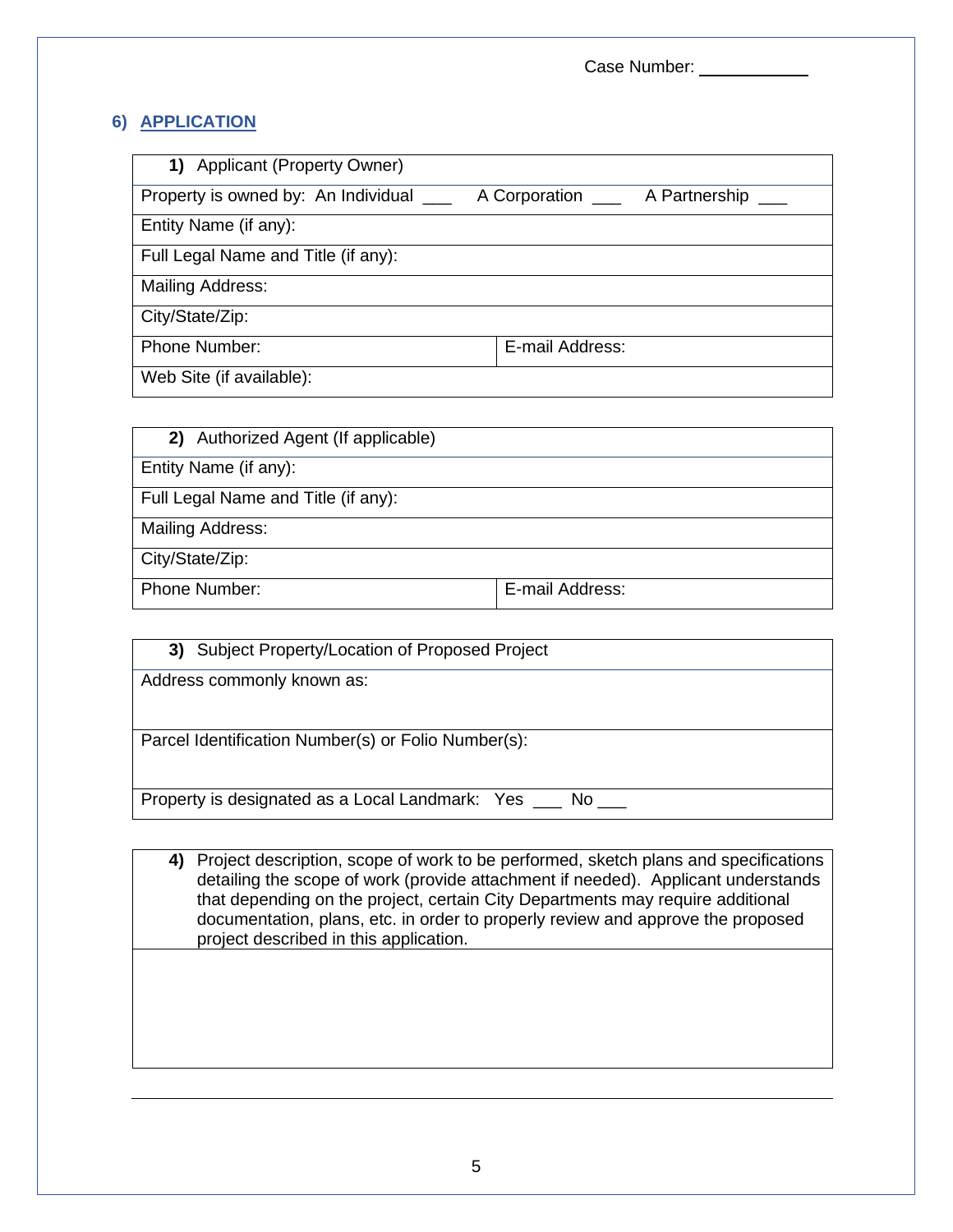Case Number: ____________

## 6) APPLICATION

| **1)** Applicant (Property Owner) | |
|---|---|
| Property is owned by: An Individual ___ A Corporation ___ A Partnership ___ | |
| Entity Name (if any): | |
| Full Legal Name and Title (if any): | |
| Mailing Address: | |
| City/State/Zip: | |
| Phone Number: | E-mail Address: |
| Web Site (if available): | |

| **2)** Authorized Agent (If applicable) | |
|---|---|
| Entity Name (if any): | |
| Full Legal Name and Title (if any): | |
| Mailing Address: | |
| City/State/Zip: | |
| Phone Number: | E-mail Address: |

| **3)** Subject Property/Location of Proposed Project |
|---|
| Address commonly known as: |
| Parcel Identification Number(s) or Folio Number(s): |
| Property is designated as a Local Landmark: Yes ___ No ___ |

| **4)** Project description, scope of work to be performed, sketch plans and specifications detailing the scope of work (provide attachment if needed). Applicant understands that depending on the project, certain City Departments may require additional documentation, plans, etc. in order to properly review and approve the proposed project described in this application. |
|---|
| |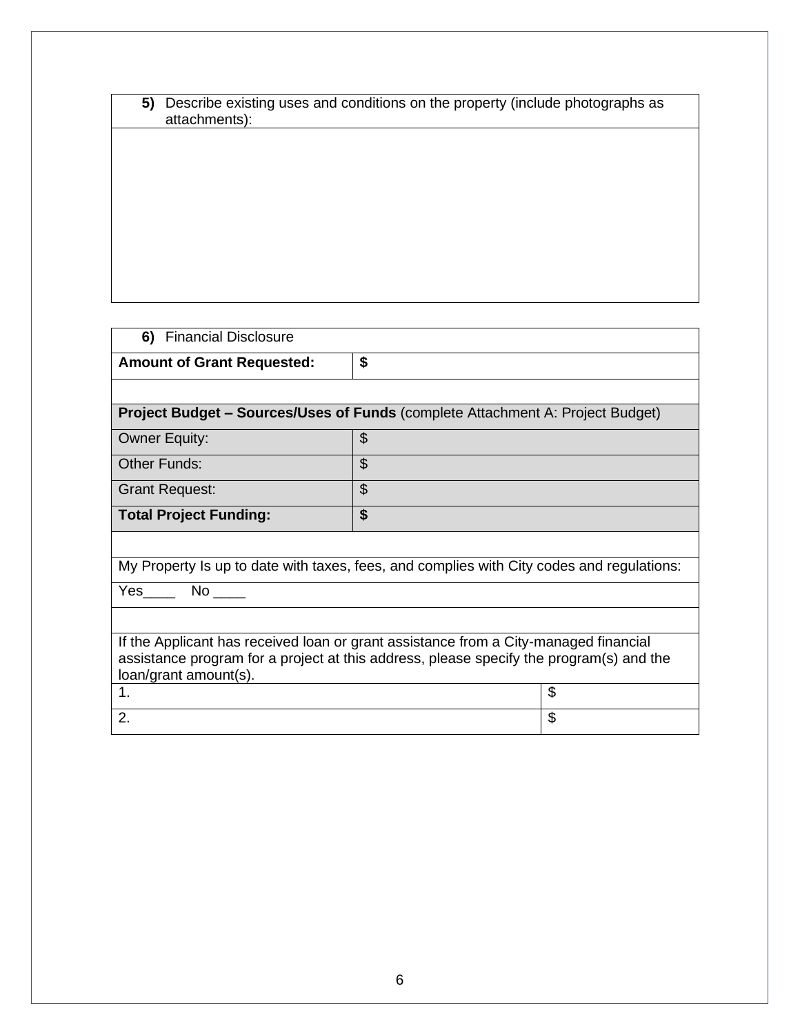| **5)** Describe existing uses and conditions on the property (include photographs as attachments): |
|---|
| |

| **6)** Financial Disclosure | |
|---|---|
| **Amount of Grant Requested:** | **$** |
| | |
| **Project Budget – Sources/Uses of Funds** (complete Attachment A: Project Budget) | |
| Owner Equity: | $ |
| Other Funds: | $ |
| Grant Request: | $ |
| **Total Project Funding:** | **$** |
| | |
| My Property Is up to date with taxes, fees, and complies with City codes and regulations: | |
| Yes____ No ____ | |
| | |
| If the Applicant has received loan or grant assistance from a City-managed financial assistance program for a project at this address, please specify the program(s) and the loan/grant amount(s). | |
| 1. | $ |
| 2. | $ |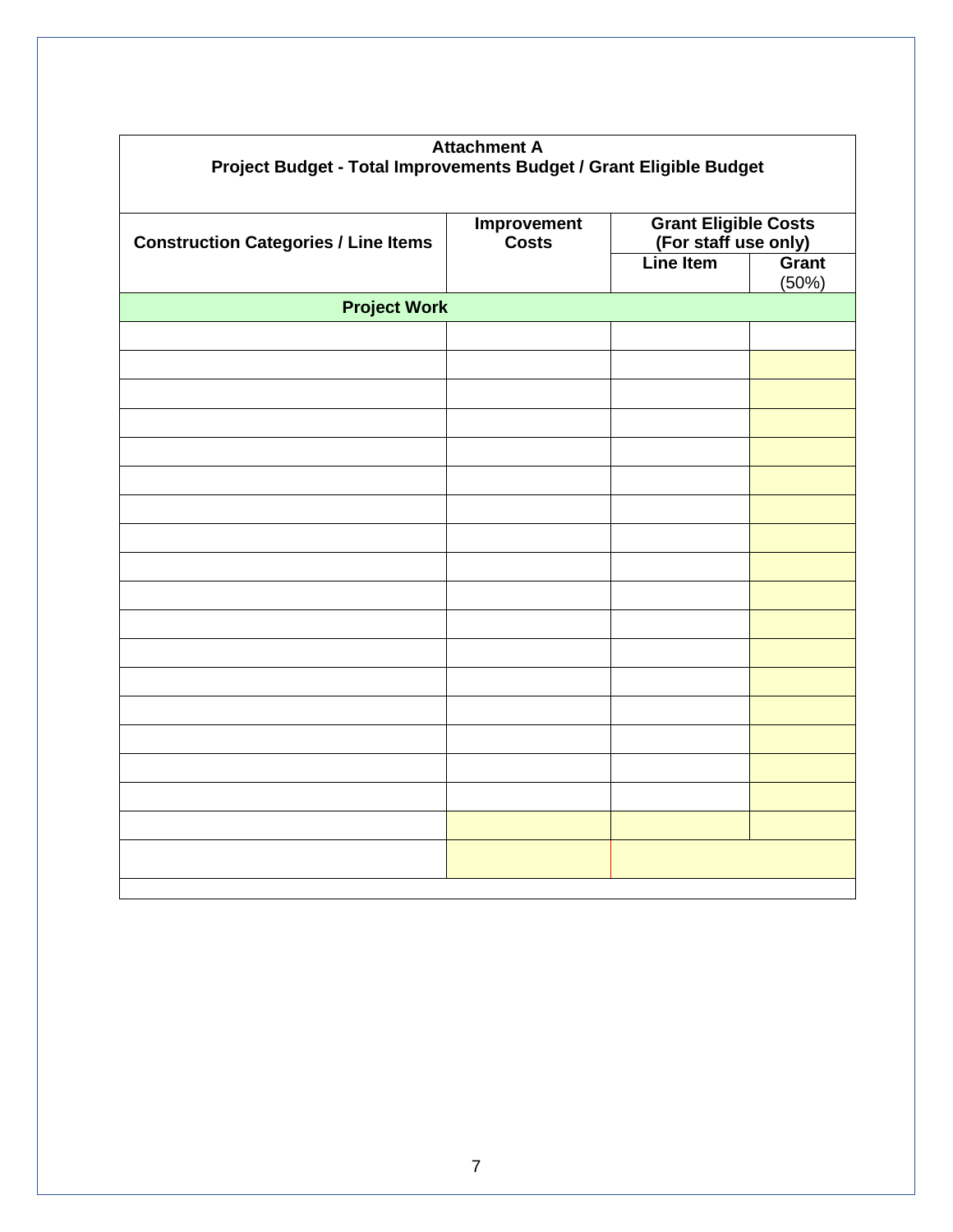**Attachment A**
**Project Budget - Total Improvements Budget / Grant Eligible Budget**

| Construction Categories / Line Items | Improvement Costs | Grant Eligible Costs (For staff use only) | |
|---|---|---|---|
| | | Line Item | Grant (50%) |
| **Project Work** | | | |
| | | | |
| | | | |
| | | | |
| | | | |
| | | | |
| | | | |
| | | | |
| | | | |
| | | | |
| | | | |
| | | | |
| | | | |
| | | | |
| | | | |
| | | | |
| | | | |
| | | | |
| | | | |
| | | | |
| | | | |
| | | | |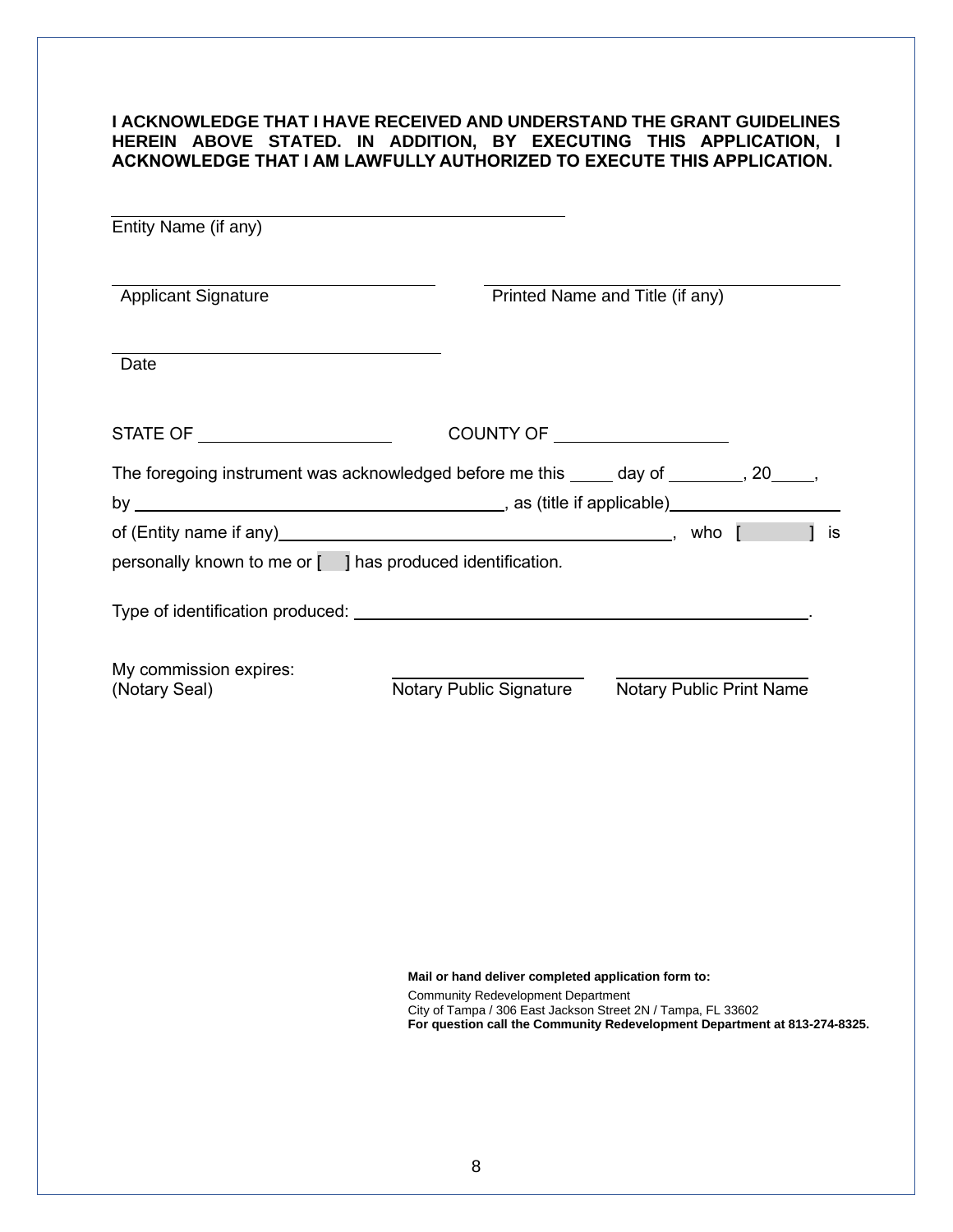**I ACKNOWLEDGE THAT I HAVE RECEIVED AND UNDERSTAND THE GRANT GUIDELINES HEREIN ABOVE STATED. IN ADDITION, BY EXECUTING THIS APPLICATION, I ACKNOWLEDGE THAT I AM LAWFULLY AUTHORIZED TO EXECUTE THIS APPLICATION.**

______________________________________________
Entity Name (if any)

________________________________ ________________________________
Applicant Signature Printed Name and Title (if any)

________________________________
Date

STATE OF ____________________ COUNTY OF __________________

The foregoing instrument was acknowledged before me this _____ day of ________, 20____,

by ________________________________________, as (title if applicable)__________________

of (Entity name if any)________________________________________, who [ ] is

personally known to me or [ ] has produced identification.

Type of identification produced: ________________________________________________.

My commission expires: ______________________ ______________________
(Notary Seal) Notary Public Signature Notary Public Print Name

**Mail or hand deliver completed application form to:**

Community Redevelopment Department
City of Tampa / 306 East Jackson Street 2N / Tampa, FL 33602
**For question call the Community Redevelopment Department at 813-274-8325.**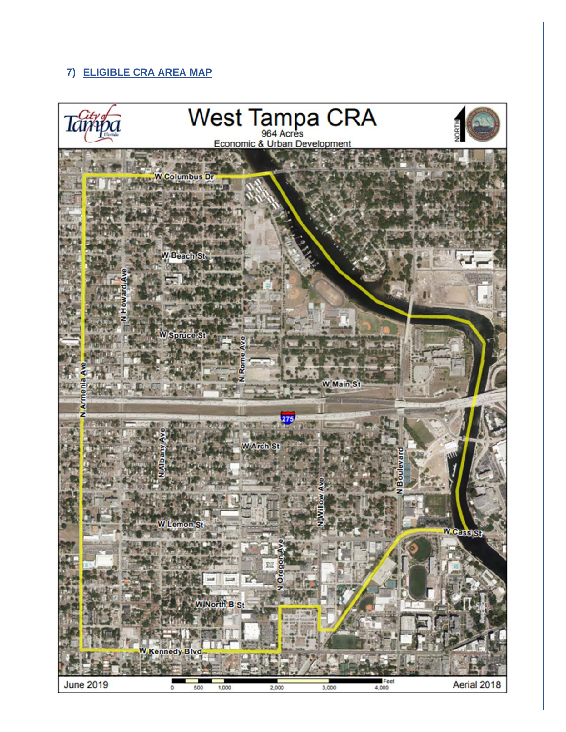## 7) ELIGIBLE CRA AREA MAP

West Tampa CRA

964 Acres

Economic & Urban Development

NORTH

W Columbus Dr

W Beach St

N Howard Ave

W Spruce St

N Rome Ave

W Main St

N Armenia Ave

275

N Albany Ave

W Arch St

N Boulevard

N Willow Ave

W Lemon St

W Cass St

N Oregon Ave

W North B St

W Kennedy Blvd

June 2019

0 500 1,000 2,000 3,000 4,000 Feet

Aerial 2018